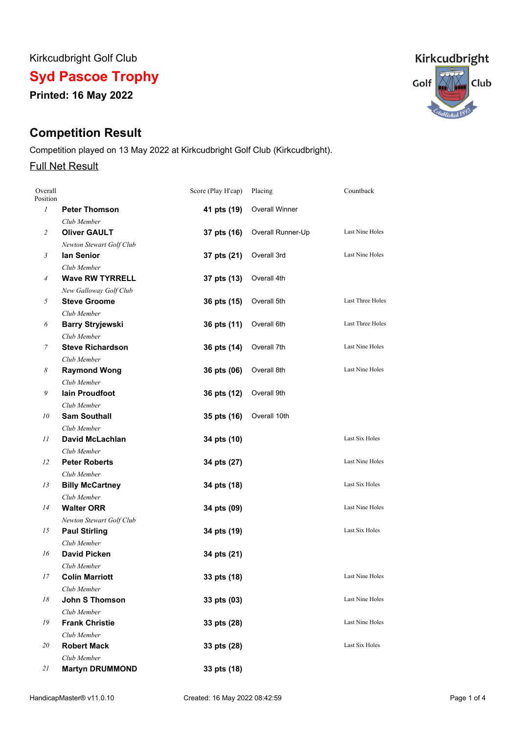Kirkcudbright Golf Club

# Syd Pascoe Trophy

**Printed: 16 May 2022**

## Competition Result

Competition played on 13 May 2022 at Kirkcudbright Golf Club (Kirkcudbright).

Full Net Result

| Overall Position | | Score (Play H'cap) | Placing | Countback |
|---|---|---|---|---|
| 1 | **Peter Thomson**<br>*Club Member* | **41 pts (19)** | Overall Winner | |
| 2 | **Oliver GAULT**<br>*Newton Stewart Golf Club* | **37 pts (16)** | Overall Runner-Up | Last Nine Holes |
| 3 | **Ian Senior**<br>*Club Member* | **37 pts (21)** | Overall 3rd | Last Nine Holes |
| 4 | **Wave RW TYRRELL**<br>*New Galloway Golf Club* | **37 pts (13)** | Overall 4th | |
| 5 | **Steve Groome**<br>*Club Member* | **36 pts (15)** | Overall 5th | Last Three Holes |
| 6 | **Barry Stryjewski**<br>*Club Member* | **36 pts (11)** | Overall 6th | Last Three Holes |
| 7 | **Steve Richardson**<br>*Club Member* | **36 pts (14)** | Overall 7th | Last Nine Holes |
| 8 | **Raymond Wong**<br>*Club Member* | **36 pts (06)** | Overall 8th | Last Nine Holes |
| 9 | **Iain Proudfoot**<br>*Club Member* | **36 pts (12)** | Overall 9th | |
| 10 | **Sam Southall**<br>*Club Member* | **35 pts (16)** | Overall 10th | |
| 11 | **David McLachlan**<br>*Club Member* | **34 pts (10)** | | Last Six Holes |
| 12 | **Peter Roberts**<br>*Club Member* | **34 pts (27)** | | Last Nine Holes |
| 13 | **Billy McCartney**<br>*Club Member* | **34 pts (18)** | | Last Six Holes |
| 14 | **Walter ORR**<br>*Newton Stewart Golf Club* | **34 pts (09)** | | Last Nine Holes |
| 15 | **Paul Stirling**<br>*Club Member* | **34 pts (19)** | | Last Six Holes |
| 16 | **David Picken**<br>*Club Member* | **34 pts (21)** | | |
| 17 | **Colin Marriott**<br>*Club Member* | **33 pts (18)** | | Last Nine Holes |
| 18 | **John S Thomson**<br>*Club Member* | **33 pts (03)** | | Last Nine Holes |
| 19 | **Frank Christie**<br>*Club Member* | **33 pts (28)** | | Last Nine Holes |
| 20 | **Robert Mack**<br>*Club Member* | **33 pts (28)** | | Last Six Holes |
| 21 | **Martyn DRUMMOND** | **33 pts (18)** | | |

HandicapMaster® v11.0.10 Created: 16 May 2022 08:42:59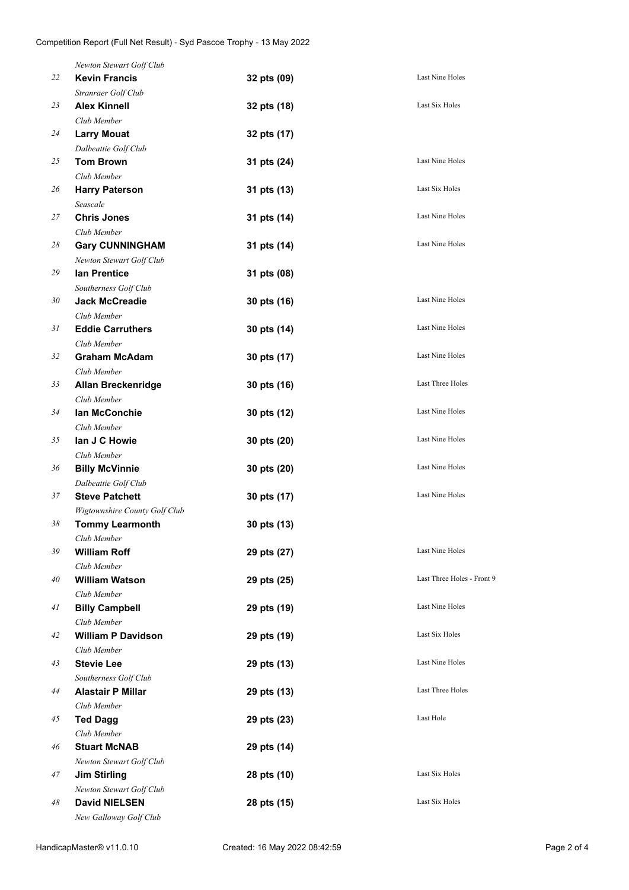*Newton Stewart Golf Club*

| Pos | Name | Club | Score | Countback |
|---|---|---|---|---|
| 22 | **Kevin Francis** | *Stranraer Golf Club* | **32 pts (09)** | Last Nine Holes |
| 23 | **Alex Kinnell** | *Club Member* | **32 pts (18)** | Last Six Holes |
| 24 | **Larry Mouat** | *Dalbeattie Golf Club* | **32 pts (17)** | |
| 25 | **Tom Brown** | *Club Member* | **31 pts (24)** | Last Nine Holes |
| 26 | **Harry Paterson** | *Seascale* | **31 pts (13)** | Last Six Holes |
| 27 | **Chris Jones** | *Club Member* | **31 pts (14)** | Last Nine Holes |
| 28 | **Gary CUNNINGHAM** | *Newton Stewart Golf Club* | **31 pts (14)** | Last Nine Holes |
| 29 | **Ian Prentice** | *Southerness Golf Club* | **31 pts (08)** | |
| 30 | **Jack McCreadie** | *Club Member* | **30 pts (16)** | Last Nine Holes |
| 31 | **Eddie Carruthers** | *Club Member* | **30 pts (14)** | Last Nine Holes |
| 32 | **Graham McAdam** | *Club Member* | **30 pts (17)** | Last Nine Holes |
| 33 | **Allan Breckenridge** | *Club Member* | **30 pts (16)** | Last Three Holes |
| 34 | **Ian McConchie** | *Club Member* | **30 pts (12)** | Last Nine Holes |
| 35 | **Ian J C Howie** | *Club Member* | **30 pts (20)** | Last Nine Holes |
| 36 | **Billy McVinnie** | *Dalbeattie Golf Club* | **30 pts (20)** | Last Nine Holes |
| 37 | **Steve Patchett** | *Wigtownshire County Golf Club* | **30 pts (17)** | Last Nine Holes |
| 38 | **Tommy Learmonth** | *Club Member* | **30 pts (13)** | |
| 39 | **William Roff** | *Club Member* | **29 pts (27)** | Last Nine Holes |
| 40 | **William Watson** | *Club Member* | **29 pts (25)** | Last Three Holes - Front 9 |
| 41 | **Billy Campbell** | *Club Member* | **29 pts (19)** | Last Nine Holes |
| 42 | **William P Davidson** | *Club Member* | **29 pts (19)** | Last Six Holes |
| 43 | **Stevie Lee** | *Southerness Golf Club* | **29 pts (13)** | Last Nine Holes |
| 44 | **Alastair P Millar** | *Club Member* | **29 pts (13)** | Last Three Holes |
| 45 | **Ted Dagg** | *Club Member* | **29 pts (23)** | Last Hole |
| 46 | **Stuart McNAB** | *Newton Stewart Golf Club* | **29 pts (14)** | |
| 47 | **Jim Stirling** | *Newton Stewart Golf Club* | **28 pts (10)** | Last Six Holes |
| 48 | **David NIELSEN** | *New Galloway Golf Club* | **28 pts (15)** | Last Six Holes |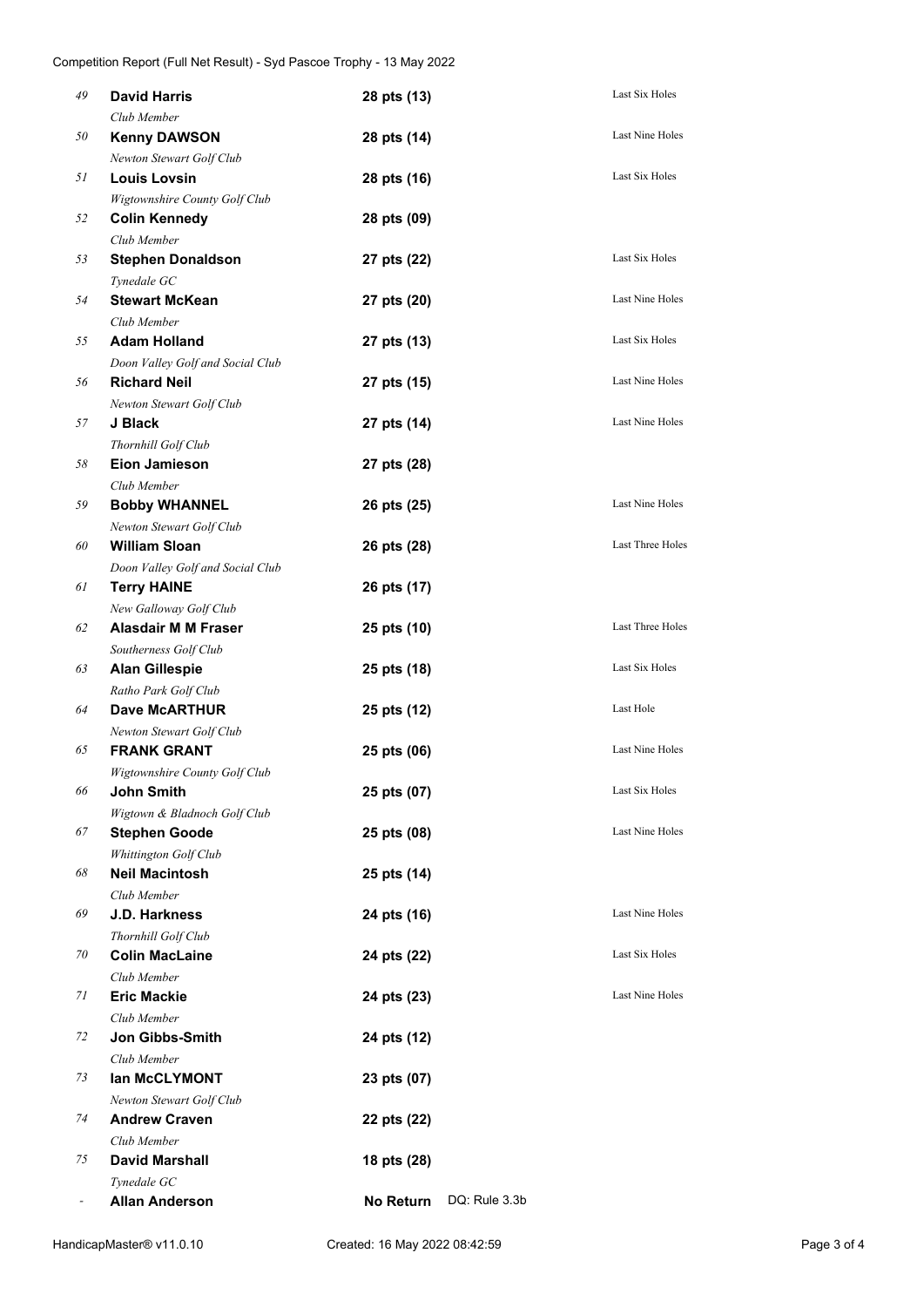Competition Report (Full Net Result) - Syd Pascoe Trophy - 13 May 2022

| Pos | Name / Club | Score | Note |
|---|---|---|---|
| 49 | **David Harris** *Club Member* | **28 pts (13)** | Last Six Holes |
| 50 | **Kenny DAWSON** *Newton Stewart Golf Club* | **28 pts (14)** | Last Nine Holes |
| 51 | **Louis Lovsin** *Wigtownshire County Golf Club* | **28 pts (16)** | Last Six Holes |
| 52 | **Colin Kennedy** *Club Member* | **28 pts (09)** | |
| 53 | **Stephen Donaldson** *Tynedale GC* | **27 pts (22)** | Last Six Holes |
| 54 | **Stewart McKean** *Club Member* | **27 pts (20)** | Last Nine Holes |
| 55 | **Adam Holland** *Doon Valley Golf and Social Club* | **27 pts (13)** | Last Six Holes |
| 56 | **Richard Neil** *Newton Stewart Golf Club* | **27 pts (15)** | Last Nine Holes |
| 57 | **J Black** *Thornhill Golf Club* | **27 pts (14)** | Last Nine Holes |
| 58 | **Eion Jamieson** *Club Member* | **27 pts (28)** | |
| 59 | **Bobby WHANNEL** *Newton Stewart Golf Club* | **26 pts (25)** | Last Nine Holes |
| 60 | **William Sloan** *Doon Valley Golf and Social Club* | **26 pts (28)** | Last Three Holes |
| 61 | **Terry HAINE** *New Galloway Golf Club* | **26 pts (17)** | |
| 62 | **Alasdair M M Fraser** *Southerness Golf Club* | **25 pts (10)** | Last Three Holes |
| 63 | **Alan Gillespie** *Ratho Park Golf Club* | **25 pts (18)** | Last Six Holes |
| 64 | **Dave McARTHUR** *Newton Stewart Golf Club* | **25 pts (12)** | Last Hole |
| 65 | **FRANK GRANT** *Wigtownshire County Golf Club* | **25 pts (06)** | Last Nine Holes |
| 66 | **John Smith** *Wigtown & Bladnoch Golf Club* | **25 pts (07)** | Last Six Holes |
| 67 | **Stephen Goode** *Whittington Golf Club* | **25 pts (08)** | Last Nine Holes |
| 68 | **Neil Macintosh** *Club Member* | **25 pts (14)** | |
| 69 | **J.D. Harkness** *Thornhill Golf Club* | **24 pts (16)** | Last Nine Holes |
| 70 | **Colin MacLaine** *Club Member* | **24 pts (22)** | Last Six Holes |
| 71 | **Eric Mackie** *Club Member* | **24 pts (23)** | Last Nine Holes |
| 72 | **Jon Gibbs-Smith** *Club Member* | **24 pts (12)** | |
| 73 | **Ian McCLYMONT** *Newton Stewart Golf Club* | **23 pts (07)** | |
| 74 | **Andrew Craven** *Club Member* | **22 pts (22)** | |
| 75 | **David Marshall** *Tynedale GC* | **18 pts (28)** | |
| - | **Allan Anderson** | **No Return** | DQ: Rule 3.3b |

HandicapMaster® v11.0.10 — Created: 16 May 2022 08:42:59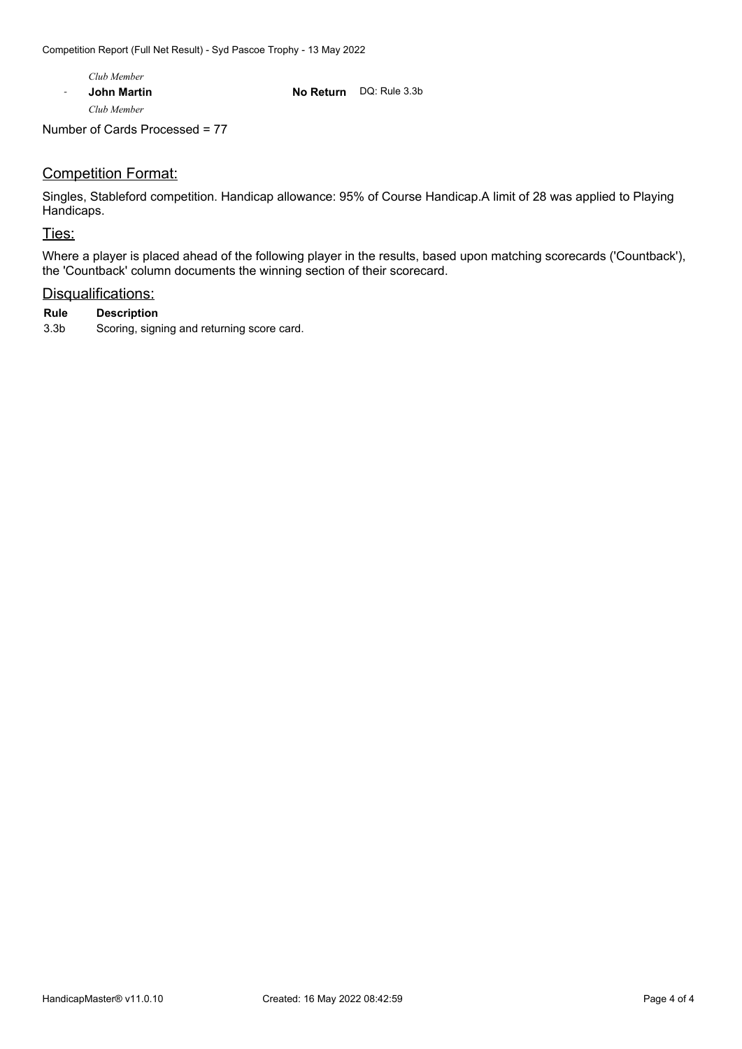*Club Member*

| | | | |
|---|---|---|---|
| - | **John Martin** | **No Return** | DQ: Rule 3.3b |
| | *Club Member* | | |

Number of Cards Processed = 77

## Competition Format:

Singles, Stableford competition. Handicap allowance: 95% of Course Handicap.A limit of 28 was applied to Playing Handicaps.

## Ties:

Where a player is placed ahead of the following player in the results, based upon matching scorecards ('Countback'), the 'Countback' column documents the winning section of their scorecard.

## Disqualifications:

| Rule | Description |
|---|---|
| 3.3b | Scoring, signing and returning score card. |